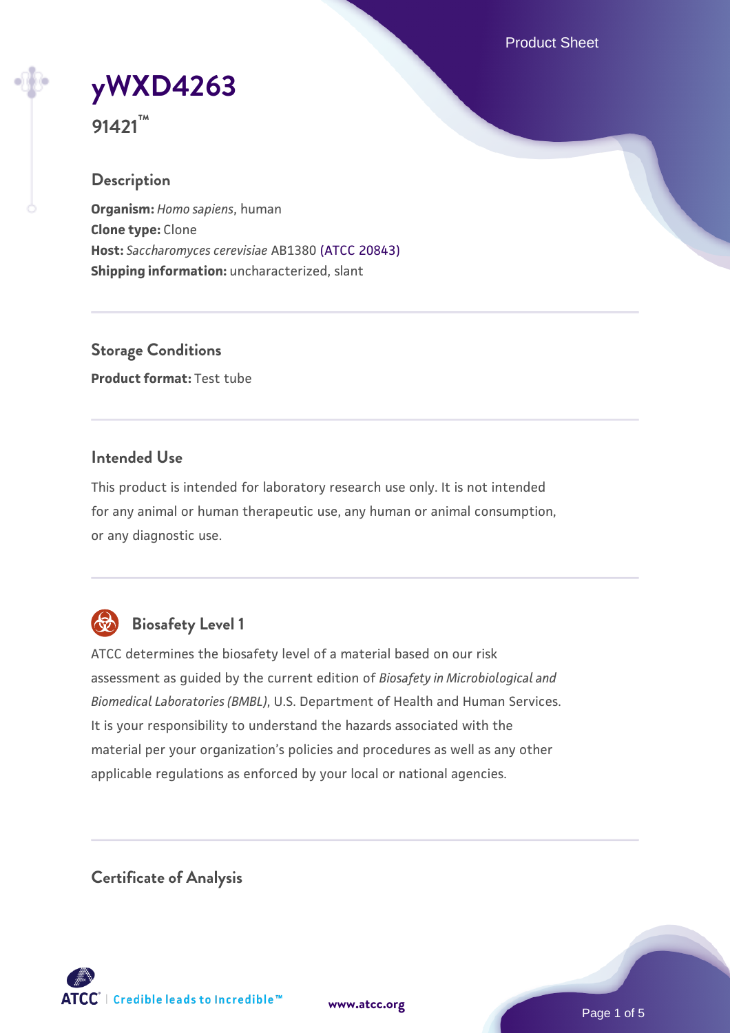# yWXD4263

**91421™**

## Description

**Organism:** *Homo sapiens*, human
**Clone type:** Clone
**Host:** *Saccharomyces cerevisiae* AB1380 (ATCC 20843)
**Shipping information:** uncharacterized, slant

## Storage Conditions

**Product format:** Test tube

## Intended Use

This product is intended for laboratory research use only. It is not intended for any animal or human therapeutic use, any human or animal consumption, or any diagnostic use.

## Biosafety Level 1

ATCC determines the biosafety level of a material based on our risk assessment as guided by the current edition of *Biosafety in Microbiological and Biomedical Laboratories (BMBL)*, U.S. Department of Health and Human Services. It is your responsibility to understand the hazards associated with the material per your organization's policies and procedures as well as any other applicable regulations as enforced by your local or national agencies.

## Certificate of Analysis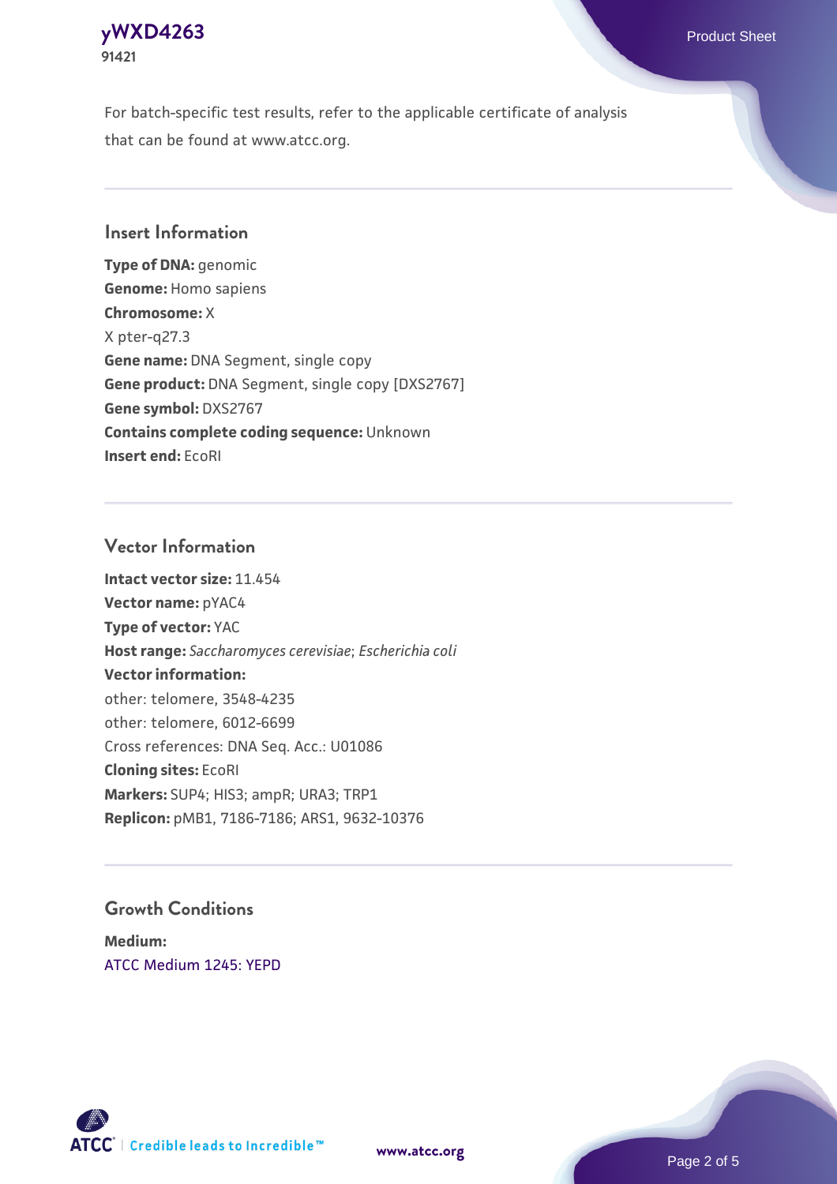For batch-specific test results, refer to the applicable certificate of analysis that can be found at www.atcc.org.

## Insert Information

**Type of DNA:** genomic
**Genome:** Homo sapiens
**Chromosome:** X
X pter-q27.3
**Gene name:** DNA Segment, single copy
**Gene product:** DNA Segment, single copy [DXS2767]
**Gene symbol:** DXS2767
**Contains complete coding sequence:** Unknown
**Insert end:** EcoRI

## Vector Information

**Intact vector size:** 11.454
**Vector name:** pYAC4
**Type of vector:** YAC
**Host range:** *Saccharomyces cerevisiae*; *Escherichia coli*
**Vector information:**
other: telomere, 3548-4235
other: telomere, 6012-6699
Cross references: DNA Seq. Acc.: U01086
**Cloning sites:** EcoRI
**Markers:** SUP4; HIS3; ampR; URA3; TRP1
**Replicon:** pMB1, 7186-7186; ARS1, 9632-10376

## Growth Conditions

**Medium:**
ATCC Medium 1245: YEPD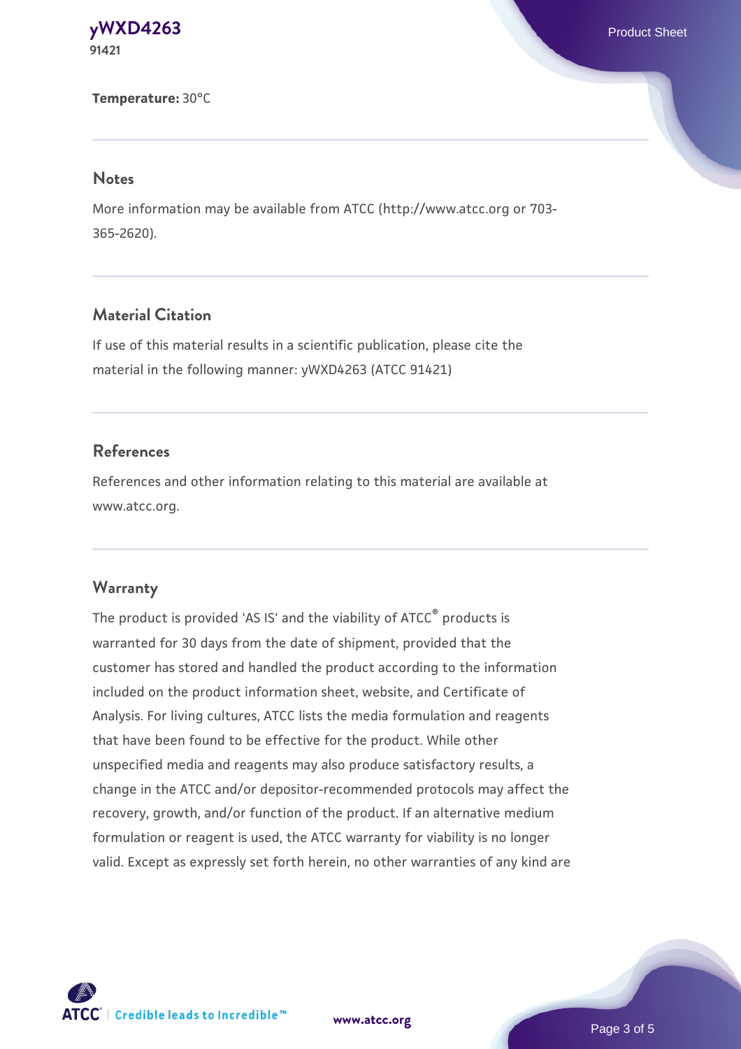**Temperature:** 30°C

## Notes

More information may be available from ATCC (http://www.atcc.org or 703-365-2620).

## Material Citation

If use of this material results in a scientific publication, please cite the material in the following manner: yWXD4263 (ATCC 91421)

## References

References and other information relating to this material are available at www.atcc.org.

## Warranty

The product is provided 'AS IS' and the viability of ATCC® products is warranted for 30 days from the date of shipment, provided that the customer has stored and handled the product according to the information included on the product information sheet, website, and Certificate of Analysis. For living cultures, ATCC lists the media formulation and reagents that have been found to be effective for the product. While other unspecified media and reagents may also produce satisfactory results, a change in the ATCC and/or depositor-recommended protocols may affect the recovery, growth, and/or function of the product. If an alternative medium formulation or reagent is used, the ATCC warranty for viability is no longer valid. Except as expressly set forth herein, no other warranties of any kind are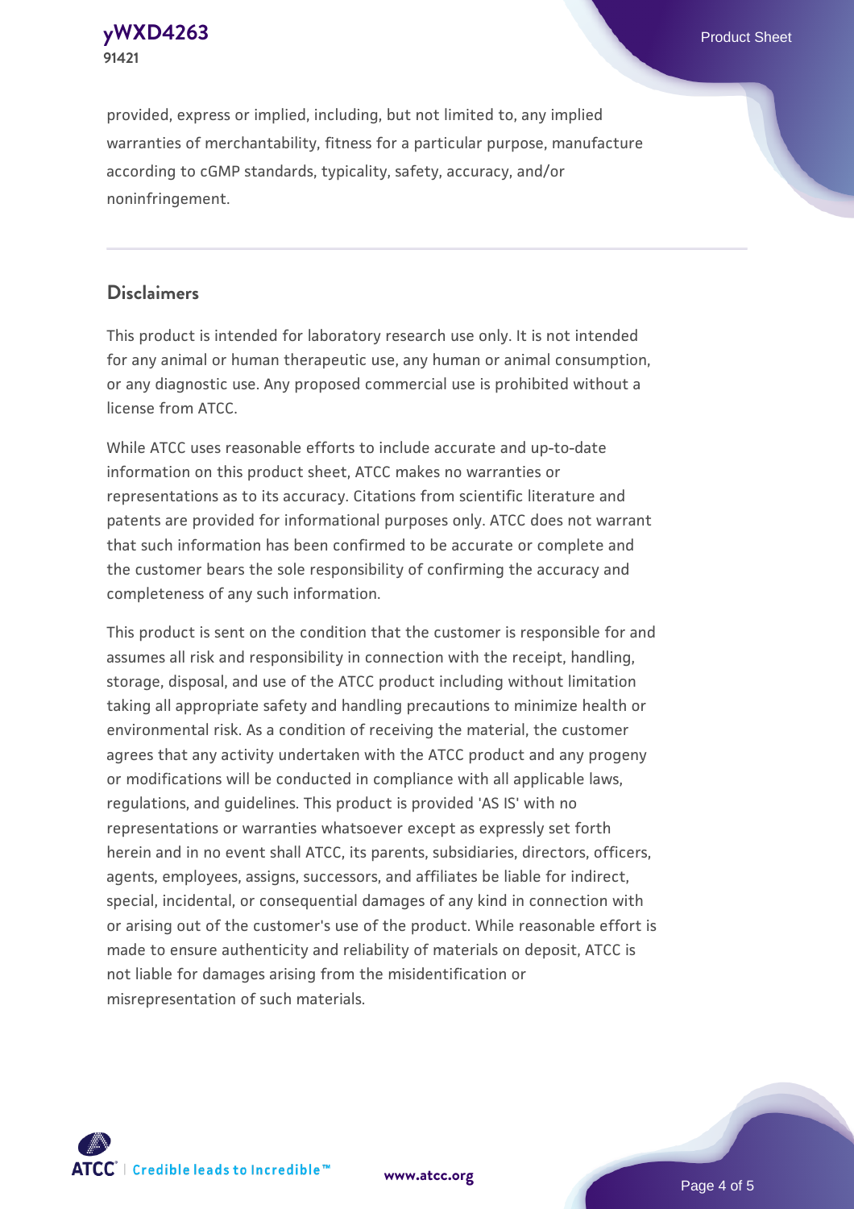provided, express or implied, including, but not limited to, any implied warranties of merchantability, fitness for a particular purpose, manufacture according to cGMP standards, typicality, safety, accuracy, and/or noninfringement.

## Disclaimers

This product is intended for laboratory research use only. It is not intended for any animal or human therapeutic use, any human or animal consumption, or any diagnostic use. Any proposed commercial use is prohibited without a license from ATCC.

While ATCC uses reasonable efforts to include accurate and up-to-date information on this product sheet, ATCC makes no warranties or representations as to its accuracy. Citations from scientific literature and patents are provided for informational purposes only. ATCC does not warrant that such information has been confirmed to be accurate or complete and the customer bears the sole responsibility of confirming the accuracy and completeness of any such information.

This product is sent on the condition that the customer is responsible for and assumes all risk and responsibility in connection with the receipt, handling, storage, disposal, and use of the ATCC product including without limitation taking all appropriate safety and handling precautions to minimize health or environmental risk. As a condition of receiving the material, the customer agrees that any activity undertaken with the ATCC product and any progeny or modifications will be conducted in compliance with all applicable laws, regulations, and guidelines. This product is provided 'AS IS' with no representations or warranties whatsoever except as expressly set forth herein and in no event shall ATCC, its parents, subsidiaries, directors, officers, agents, employees, assigns, successors, and affiliates be liable for indirect, special, incidental, or consequential damages of any kind in connection with or arising out of the customer's use of the product. While reasonable effort is made to ensure authenticity and reliability of materials on deposit, ATCC is not liable for damages arising from the misidentification or misrepresentation of such materials.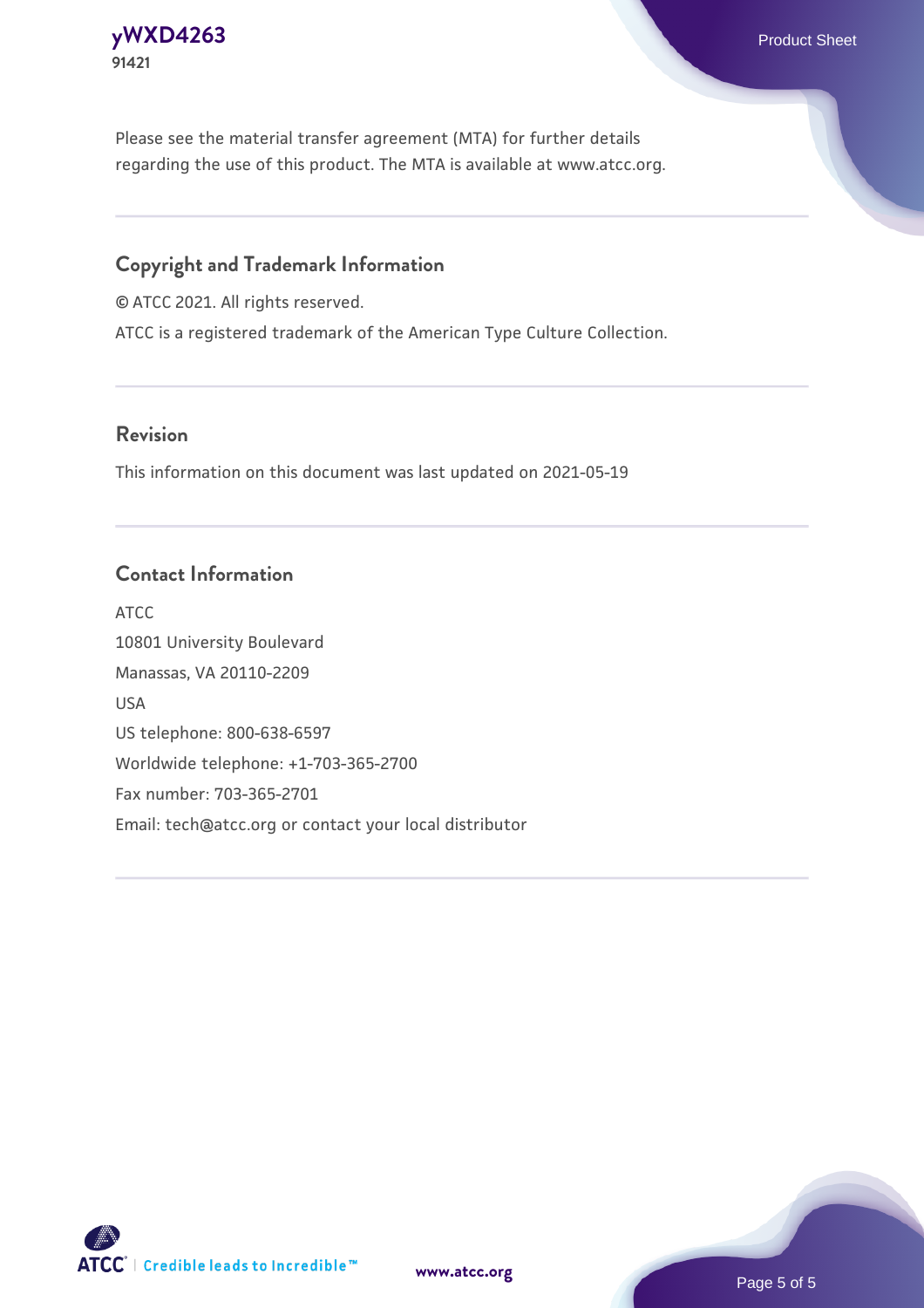Please see the material transfer agreement (MTA) for further details regarding the use of this product. The MTA is available at www.atcc.org.

## Copyright and Trademark Information

© ATCC 2021. All rights reserved.

ATCC is a registered trademark of the American Type Culture Collection.

## Revision

This information on this document was last updated on 2021-05-19

## Contact Information

ATCC
10801 University Boulevard
Manassas, VA 20110-2209
USA
US telephone: 800-638-6597
Worldwide telephone: +1-703-365-2700
Fax number: 703-365-2701
Email: tech@atcc.org or contact your local distributor